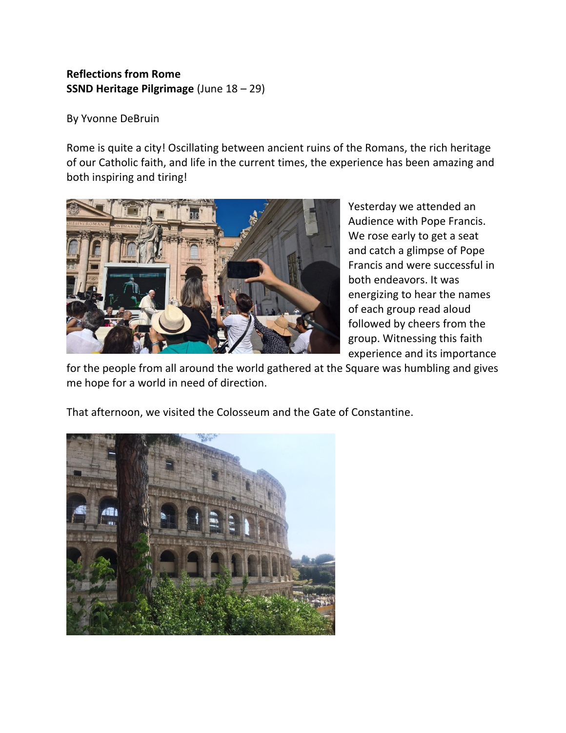**Reflections from Rome**
**SSND Heritage Pilgrimage** (June 18 – 29)

By Yvonne DeBruin

Rome is quite a city! Oscillating between ancient ruins of the Romans, the rich heritage of our Catholic faith, and life in the current times, the experience has been amazing and both inspiring and tiring!

Yesterday we attended an Audience with Pope Francis. We rose early to get a seat and catch a glimpse of Pope Francis and were successful in both endeavors. It was energizing to hear the names of each group read aloud followed by cheers from the group. Witnessing this faith experience and its importance for the people from all around the world gathered at the Square was humbling and gives me hope for a world in need of direction.

That afternoon, we visited the Colosseum and the Gate of Constantine.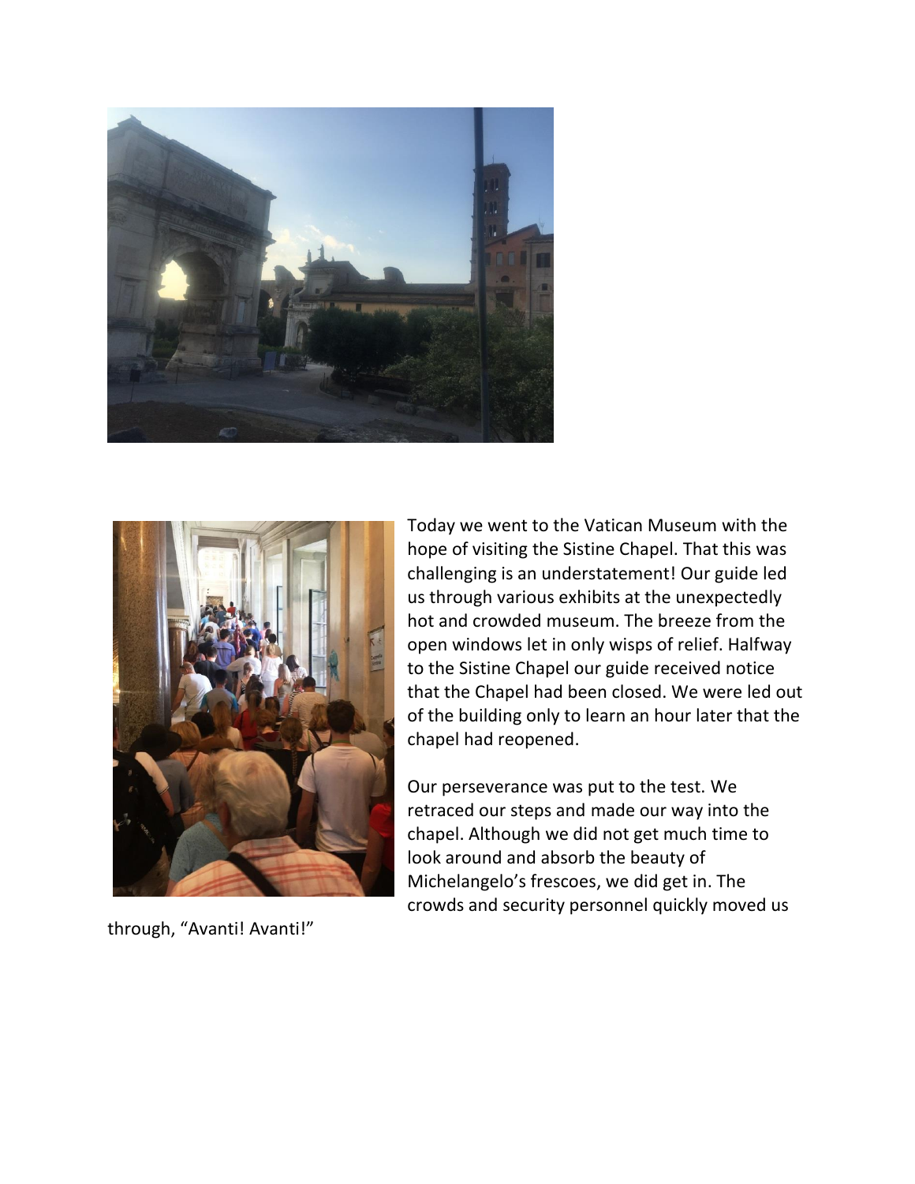Today we went to the Vatican Museum with the hope of visiting the Sistine Chapel. That this was challenging is an understatement! Our guide led us through various exhibits at the unexpectedly hot and crowded museum. The breeze from the open windows let in only wisps of relief. Halfway to the Sistine Chapel our guide received notice that the Chapel had been closed. We were led out of the building only to learn an hour later that the chapel had reopened.

Our perseverance was put to the test. We retraced our steps and made our way into the chapel. Although we did not get much time to look around and absorb the beauty of Michelangelo's frescoes, we did get in. The crowds and security personnel quickly moved us through, "Avanti! Avanti!"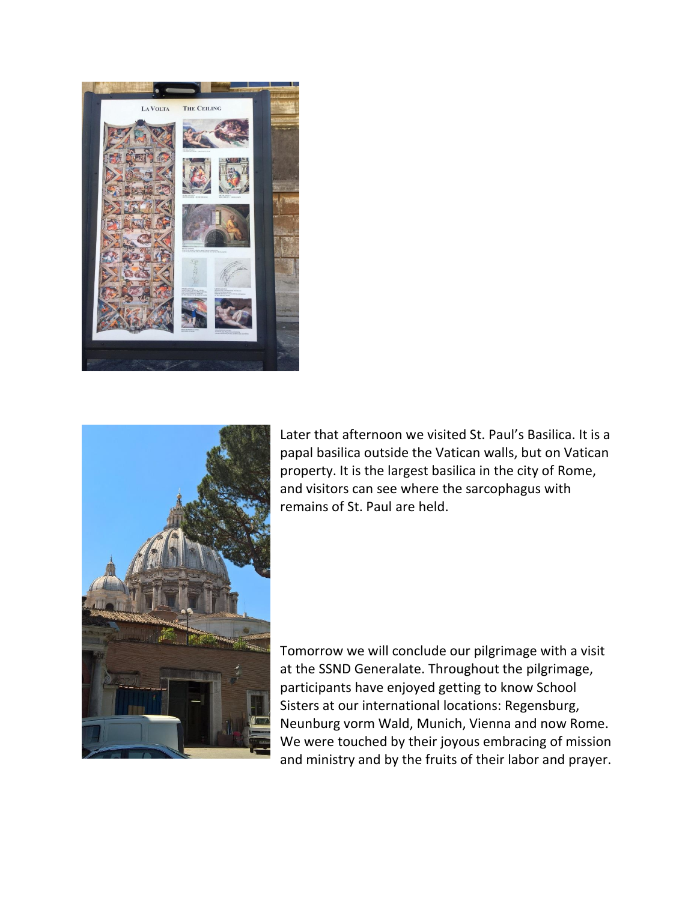Later that afternoon we visited St. Paul's Basilica. It is a papal basilica outside the Vatican walls, but on Vatican property. It is the largest basilica in the city of Rome, and visitors can see where the sarcophagus with remains of St. Paul are held.

Tomorrow we will conclude our pilgrimage with a visit at the SSND Generalate. Throughout the pilgrimage, participants have enjoyed getting to know School Sisters at our international locations: Regensburg, Neunburg vorm Wald, Munich, Vienna and now Rome. We were touched by their joyous embracing of mission and ministry and by the fruits of their labor and prayer.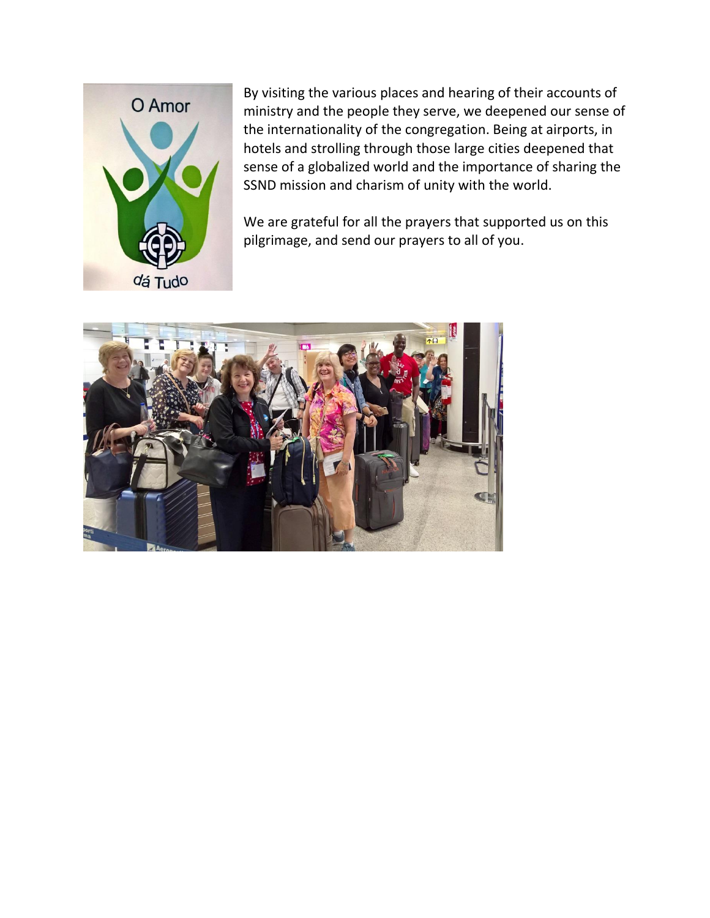By visiting the various places and hearing of their accounts of ministry and the people they serve, we deepened our sense of the internationality of the congregation. Being at airports, in hotels and strolling through those large cities deepened that sense of a globalized world and the importance of sharing the SSND mission and charism of unity with the world.

We are grateful for all the prayers that supported us on this pilgrimage, and send our prayers to all of you.